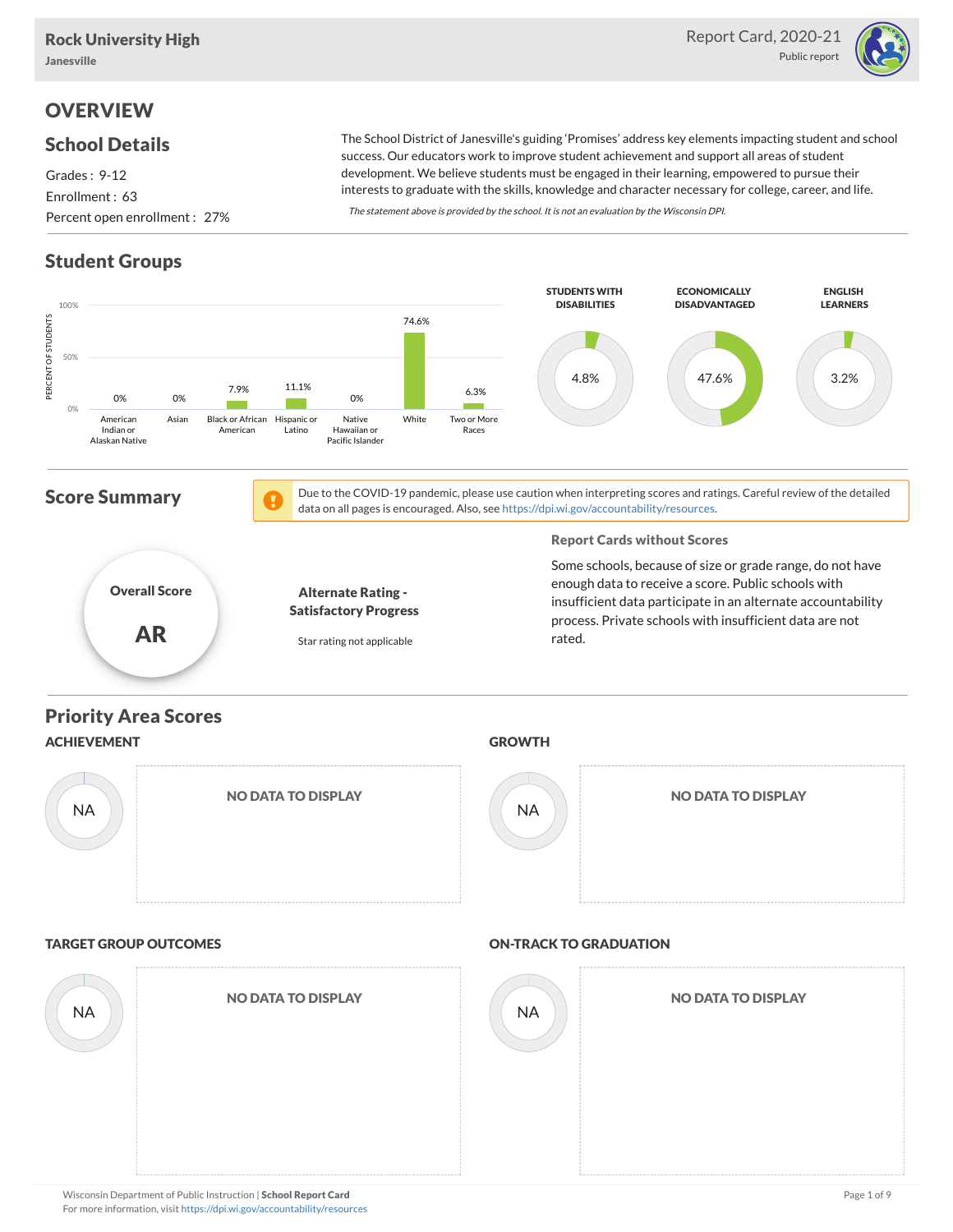**Rock University High**
**Janesville**

Report Card, 2020-21
Public report

# OVERVIEW

## School Details

Grades : 9-12
Enrollment : 63
Percent open enrollment : 27%

The School District of Janesville's guiding 'Promises' address key elements impacting student and school success. Our educators work to improve student achievement and support all areas of student development. We believe students must be engaged in their learning, empowered to pursue their interests to graduate with the skills, knowledge and character necessary for college, career, and life.

*The statement above is provided by the school. It is not an evaluation by the Wisconsin DPI.*

## Student Groups

PERCENT OF STUDENTS
100%
50%
0%

American Indian or Alaskan Native 0%
Asian 0%
Black or African American 7.9%
Hispanic or Latino 11.1%
Native Hawaiian or Pacific Islander 0%
White 74.6%
Two or More Races 6.3%

STUDENTS WITH DISABILITIES 4.8%
ECONOMICALLY DISADVANTAGED 47.6%
ENGLISH LEARNERS 3.2%

## Score Summary

Due to the COVID-19 pandemic, please use caution when interpreting scores and ratings. Careful review of the detailed data on all pages is encouraged. Also, see https://dpi.wi.gov/accountability/resources.

Overall Score
**AR**

**Alternate Rating - Satisfactory Progress**

Star rating not applicable

### Report Cards without Scores

Some schools, because of size or grade range, do not have enough data to receive a score. Public schools with insufficient data participate in an alternate accountability process. Private schools with insufficient data are not rated.

## Priority Area Scores

### ACHIEVEMENT

NA

NO DATA TO DISPLAY

### GROWTH

NA

NO DATA TO DISPLAY

### TARGET GROUP OUTCOMES

NA

NO DATA TO DISPLAY

### ON-TRACK TO GRADUATION

NA

NO DATA TO DISPLAY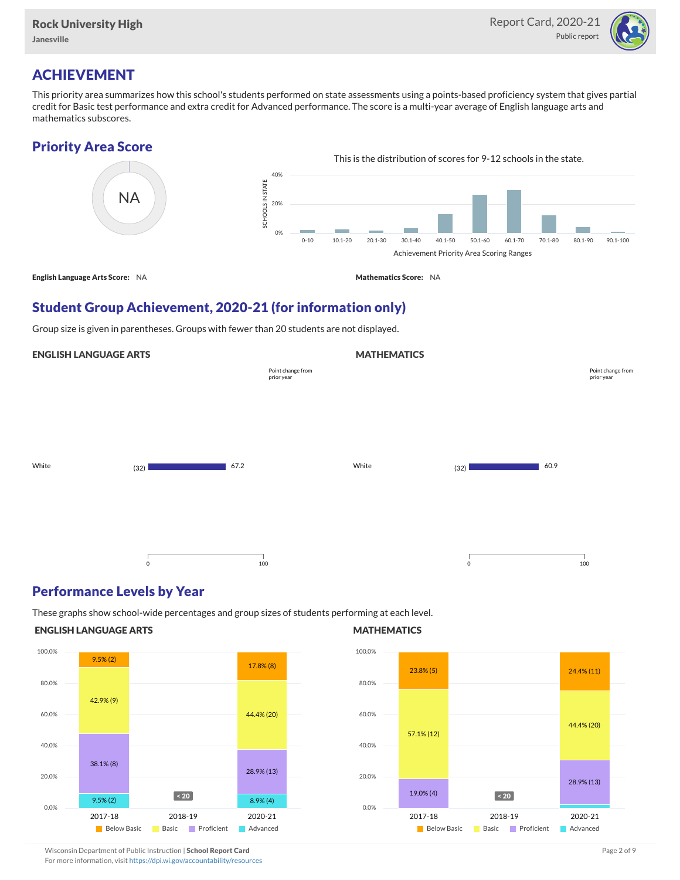## ACHIEVEMENT

This priority area summarizes how this school's students performed on state assessments using a points-based proficiency system that gives partial credit for Basic test performance and extra credit for Advanced performance. The score is a multi-year average of English language arts and mathematics subscores.

### Priority Area Score

NA

This is the distribution of scores for 9-12 schools in the state.

40%
20%
0%
SCHOOLS IN STATE
0-10 10.1-20 20.1-30 30.1-40 40.1-50 50.1-60 60.1-70 70.1-80 80.1-90 90.1-100
Achievement Priority Area Scoring Ranges

**English Language Arts Score:** NA

**Mathematics Score:** NA

### Student Group Achievement, 2020-21 (for information only)

Group size is given in parentheses. Groups with fewer than 20 students are not displayed.

**ENGLISH LANGUAGE ARTS**

Point change from prior year

White (32) 67.2

0 100

**MATHEMATICS**

Point change from prior year

White (32) 60.9

0 100

### Performance Levels by Year

These graphs show school-wide percentages and group sizes of students performing at each level.

**ENGLISH LANGUAGE ARTS**

100.0% 80.0% 60.0% 40.0% 20.0% 0.0%

2017-18: 9.5% (2), 42.9% (9), 38.1% (8), 9.5% (2)

2018-19: < 20

2020-21: 17.8% (8), 44.4% (20), 28.9% (13), 8.9% (4)

Below Basic, Basic, Proficient, Advanced

**MATHEMATICS**

100.0% 80.0% 60.0% 40.0% 20.0% 0.0%

2017-18: 23.8% (5), 57.1% (12), 19.0% (4)

2018-19: < 20

2020-21: 24.4% (11), 44.4% (20), 28.9% (13)

Below Basic, Basic, Proficient, Advanced

Wisconsin Department of Public Instruction | **School Report Card**
For more information, visit https://dpi.wi.gov/accountability/resources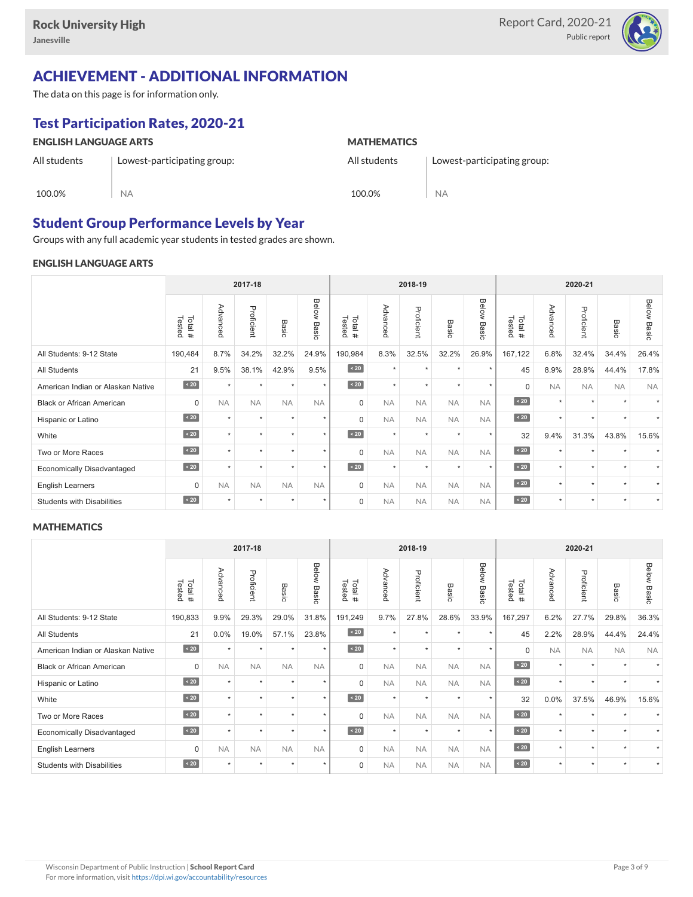## ACHIEVEMENT - ADDITIONAL INFORMATION

The data on this page is for information only.

### Test Participation Rates, 2020-21

| ENGLISH LANGUAGE ARTS | | MATHEMATICS | |
|---|---|---|---|
| All students | Lowest-participating group: | All students | Lowest-participating group: |
| 100.0% | NA | 100.0% | NA |

### Student Group Performance Levels by Year

Groups with any full academic year students in tested grades are shown.

#### ENGLISH LANGUAGE ARTS

| | 2017-18 | | | | | 2018-19 | | | | | 2020-21 | | | | |
|---|---|---|---|---|---|---|---|---|---|---|---|---|---|---|---|
| | Total # Tested | Advanced | Proficient | Basic | Below Basic | Total # Tested | Advanced | Proficient | Basic | Below Basic | Total # Tested | Advanced | Proficient | Basic | Below Basic |
| All Students: 9-12 State | 190,484 | 8.7% | 34.2% | 32.2% | 24.9% | 190,984 | 8.3% | 32.5% | 32.2% | 26.9% | 167,122 | 6.8% | 32.4% | 34.4% | 26.4% |
| All Students | 21 | 9.5% | 38.1% | 42.9% | 9.5% | < 20 | * | * | * | * | 45 | 8.9% | 28.9% | 44.4% | 17.8% |
| American Indian or Alaskan Native | < 20 | * | * | * | * | < 20 | * | * | * | * | 0 | NA | NA | NA | NA |
| Black or African American | 0 | NA | NA | NA | NA | 0 | NA | NA | NA | NA | < 20 | * | * | * | * |
| Hispanic or Latino | < 20 | * | * | * | * | 0 | NA | NA | NA | NA | < 20 | * | * | * | * |
| White | < 20 | * | * | * | * | < 20 | * | * | * | * | 32 | 9.4% | 31.3% | 43.8% | 15.6% |
| Two or More Races | < 20 | * | * | * | * | 0 | NA | NA | NA | NA | < 20 | * | * | * | * |
| Economically Disadvantaged | < 20 | * | * | * | * | < 20 | * | * | * | * | < 20 | * | * | * | * |
| English Learners | 0 | NA | NA | NA | NA | 0 | NA | NA | NA | NA | < 20 | * | * | * | * |
| Students with Disabilities | < 20 | * | * | * | * | 0 | NA | NA | NA | NA | < 20 | * | * | * | * |

#### MATHEMATICS

| | 2017-18 | | | | | 2018-19 | | | | | 2020-21 | | | | |
|---|---|---|---|---|---|---|---|---|---|---|---|---|---|---|---|
| | Total # Tested | Advanced | Proficient | Basic | Below Basic | Total # Tested | Advanced | Proficient | Basic | Below Basic | Total # Tested | Advanced | Proficient | Basic | Below Basic |
| All Students: 9-12 State | 190,833 | 9.9% | 29.3% | 29.0% | 31.8% | 191,249 | 9.7% | 27.8% | 28.6% | 33.9% | 167,297 | 6.2% | 27.7% | 29.8% | 36.3% |
| All Students | 21 | 0.0% | 19.0% | 57.1% | 23.8% | < 20 | * | * | * | * | 45 | 2.2% | 28.9% | 44.4% | 24.4% |
| American Indian or Alaskan Native | < 20 | * | * | * | * | < 20 | * | * | * | * | 0 | NA | NA | NA | NA |
| Black or African American | 0 | NA | NA | NA | NA | 0 | NA | NA | NA | NA | < 20 | * | * | * | * |
| Hispanic or Latino | < 20 | * | * | * | * | 0 | NA | NA | NA | NA | < 20 | * | * | * | * |
| White | < 20 | * | * | * | * | < 20 | * | * | * | * | 32 | 0.0% | 37.5% | 46.9% | 15.6% |
| Two or More Races | < 20 | * | * | * | * | 0 | NA | NA | NA | NA | < 20 | * | * | * | * |
| Economically Disadvantaged | < 20 | * | * | * | * | < 20 | * | * | * | * | < 20 | * | * | * | * |
| English Learners | 0 | NA | NA | NA | NA | 0 | NA | NA | NA | NA | < 20 | * | * | * | * |
| Students with Disabilities | < 20 | * | * | * | * | 0 | NA | NA | NA | NA | < 20 | * | * | * | * |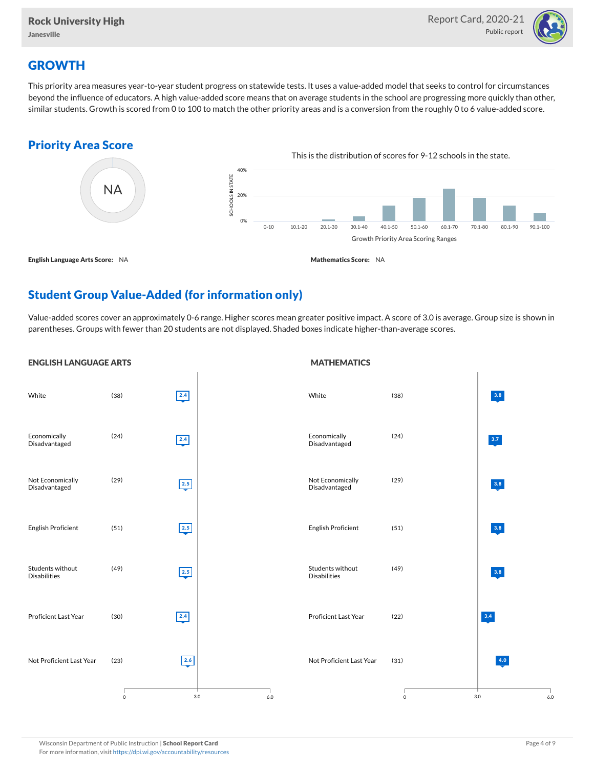## GROWTH

This priority area measures year-to-year student progress on statewide tests. It uses a value-added model that seeks to control for circumstances beyond the influence of educators. A high value-added score means that on average students in the school are progressing more quickly than other, similar students. Growth is scored from 0 to 100 to match the other priority areas and is a conversion from the roughly 0 to 6 value-added score.

### Priority Area Score

NA

This is the distribution of scores for 9-12 schools in the state.

40%
20%
0%
SCHOOLS IN STATE

0-10
10.1-20
20.1-30
30.1-40
40.1-50
50.1-60
60.1-70
70.1-80
80.1-90
90.1-100

Growth Priority Area Scoring Ranges

**English Language Arts Score:** NA

**Mathematics Score:** NA

### Student Group Value-Added (for information only)

Value-added scores cover an approximately 0-6 range. Higher scores mean greater positive impact. A score of 3.0 is average. Group size is shown in parentheses. Groups with fewer than 20 students are not displayed. Shaded boxes indicate higher-than-average scores.

**ENGLISH LANGUAGE ARTS**

White (38) 2.4
Economically Disadvantaged (24) 2.4
Not Economically Disadvantaged (29) 2.5
English Proficient (51) 2.5
Students without Disabilities (49) 2.5
Proficient Last Year (30) 2.4
Not Proficient Last Year (23) 2.6

0
3.0
6.0

**MATHEMATICS**

White (38) 3.8
Economically Disadvantaged (24) 3.7
Not Economically Disadvantaged (29) 3.8
English Proficient (51) 3.8
Students without Disabilities (49) 3.8
Proficient Last Year (22) 3.4
Not Proficient Last Year (31) 4.0

0
3.0
6.0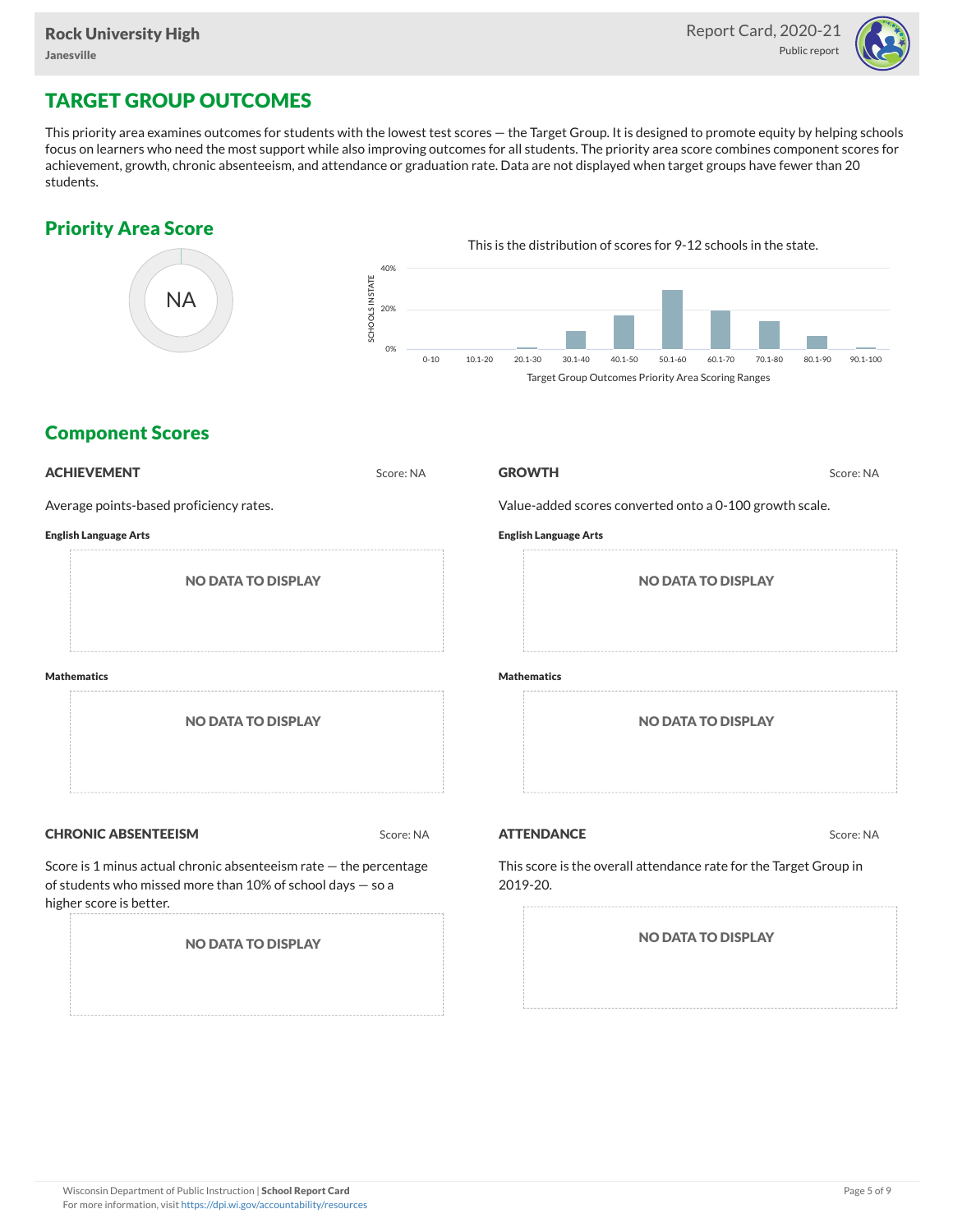# TARGET GROUP OUTCOMES

This priority area examines outcomes for students with the lowest test scores — the Target Group. It is designed to promote equity by helping schools focus on learners who need the most support while also improving outcomes for all students. The priority area score combines component scores for achievement, growth, chronic absenteeism, and attendance or graduation rate. Data are not displayed when target groups have fewer than 20 students.

## Priority Area Score

NA

This is the distribution of scores for 9-12 schools in the state.

SCHOOLS IN STATE

40%

20%

0%

0-10 10.1-20 20.1-30 30.1-40 40.1-50 50.1-60 60.1-70 70.1-80 80.1-90 90.1-100

Target Group Outcomes Priority Area Scoring Ranges

## Component Scores

### ACHIEVEMENT

Score: NA

Average points-based proficiency rates.

**English Language Arts**

NO DATA TO DISPLAY

**Mathematics**

NO DATA TO DISPLAY

### GROWTH

Score: NA

Value-added scores converted onto a 0-100 growth scale.

**English Language Arts**

NO DATA TO DISPLAY

**Mathematics**

NO DATA TO DISPLAY

### CHRONIC ABSENTEEISM

Score: NA

Score is 1 minus actual chronic absenteeism rate — the percentage of students who missed more than 10% of school days — so a higher score is better.

NO DATA TO DISPLAY

### ATTENDANCE

Score: NA

This score is the overall attendance rate for the Target Group in 2019-20.

NO DATA TO DISPLAY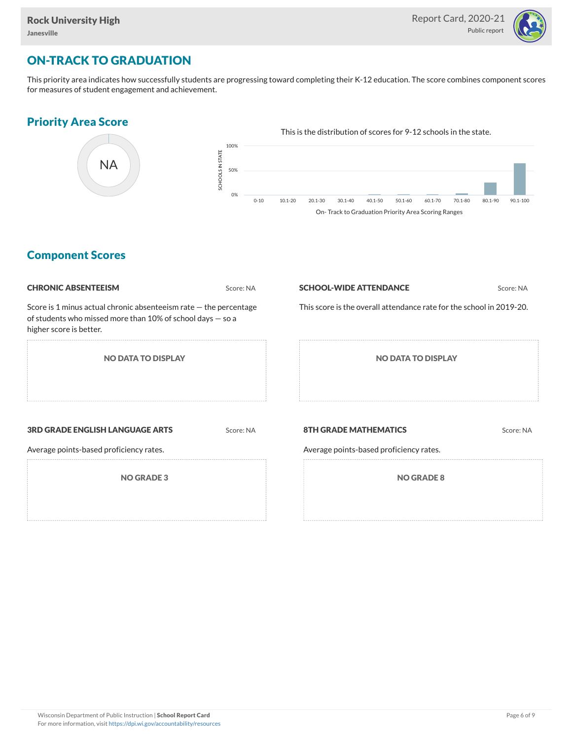## ON-TRACK TO GRADUATION

This priority area indicates how successfully students are progressing toward completing their K-12 education. The score combines component scores for measures of student engagement and achievement.

### Priority Area Score

NA

This is the distribution of scores for 9-12 schools in the state.

SCHOOLS IN STATE

100%

50%

0%

0-10 10.1-20 20.1-30 30.1-40 40.1-50 50.1-60 60.1-70 70.1-80 80.1-90 90.1-100

On- Track to Graduation Priority Area Scoring Ranges

### Component Scores

**CHRONIC ABSENTEEISM** Score: NA

Score is 1 minus actual chronic absenteeism rate — the percentage of students who missed more than 10% of school days — so a higher score is better.

NO DATA TO DISPLAY

**SCHOOL-WIDE ATTENDANCE** Score: NA

This score is the overall attendance rate for the school in 2019-20.

NO DATA TO DISPLAY

**3RD GRADE ENGLISH LANGUAGE ARTS** Score: NA

Average points-based proficiency rates.

NO GRADE 3

**8TH GRADE MATHEMATICS** Score: NA

Average points-based proficiency rates.

NO GRADE 8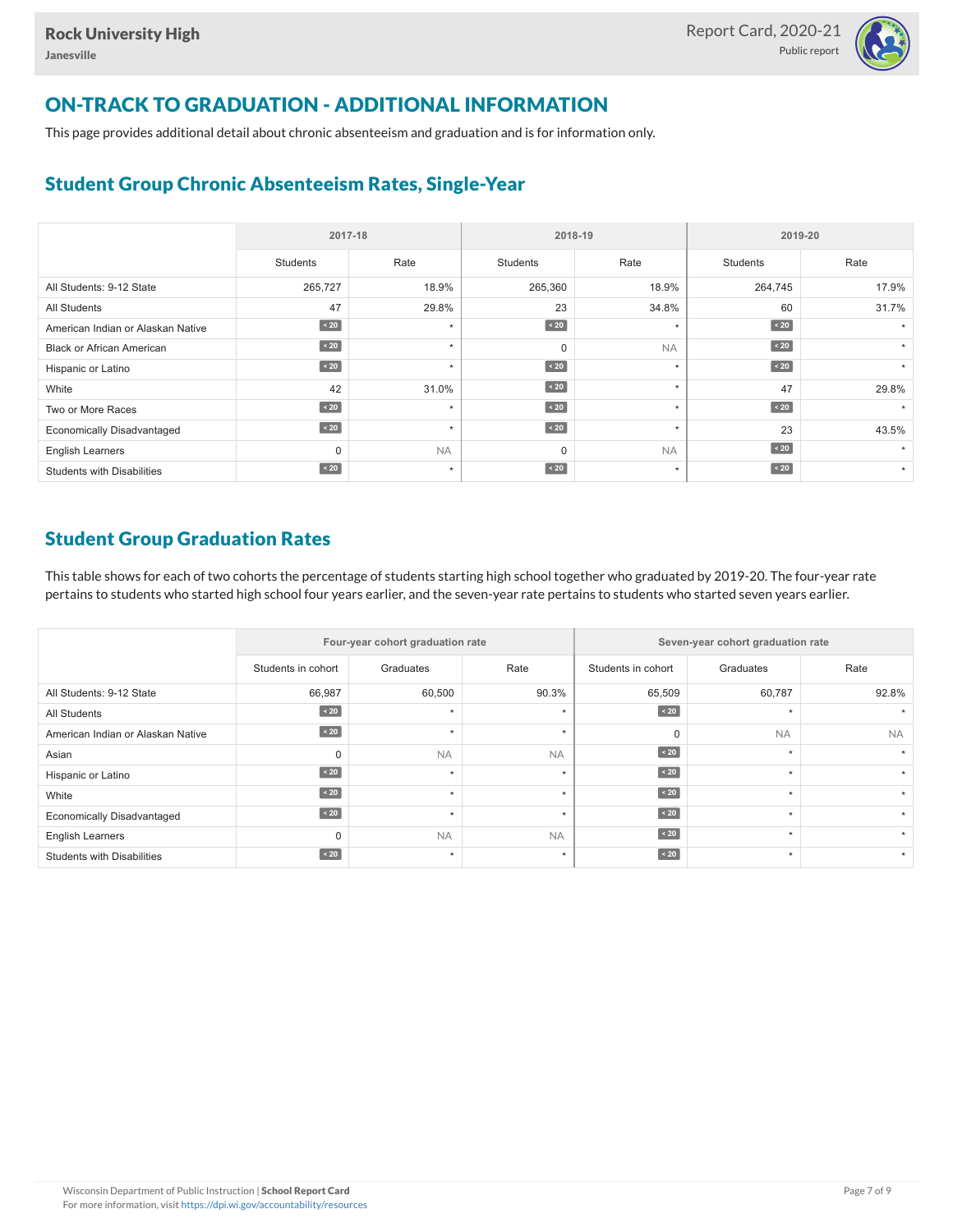## ON-TRACK TO GRADUATION - ADDITIONAL INFORMATION

This page provides additional detail about chronic absenteeism and graduation and is for information only.

### Student Group Chronic Absenteeism Rates, Single-Year

| | 2017-18 | | 2018-19 | | 2019-20 | |
|---|---|---|---|---|---|---|
| | Students | Rate | Students | Rate | Students | Rate |
| All Students: 9-12 State | 265,727 | 18.9% | 265,360 | 18.9% | 264,745 | 17.9% |
| All Students | 47 | 29.8% | 23 | 34.8% | 60 | 31.7% |
| American Indian or Alaskan Native | < 20 | * | < 20 | * | < 20 | * |
| Black or African American | < 20 | * | 0 | NA | < 20 | * |
| Hispanic or Latino | < 20 | * | < 20 | * | < 20 | * |
| White | 42 | 31.0% | < 20 | * | 47 | 29.8% |
| Two or More Races | < 20 | * | < 20 | * | < 20 | * |
| Economically Disadvantaged | < 20 | * | < 20 | * | 23 | 43.5% |
| English Learners | 0 | NA | 0 | NA | < 20 | * |
| Students with Disabilities | < 20 | * | < 20 | * | < 20 | * |

### Student Group Graduation Rates

This table shows for each of two cohorts the percentage of students starting high school together who graduated by 2019-20. The four-year rate pertains to students who started high school four years earlier, and the seven-year rate pertains to students who started seven years earlier.

| | Four-year cohort graduation rate | | | Seven-year cohort graduation rate | | |
|---|---|---|---|---|---|---|
| | Students in cohort | Graduates | Rate | Students in cohort | Graduates | Rate |
| All Students: 9-12 State | 66,987 | 60,500 | 90.3% | 65,509 | 60,787 | 92.8% |
| All Students | < 20 | * | * | < 20 | * | * |
| American Indian or Alaskan Native | < 20 | * | * | 0 | NA | NA |
| Asian | 0 | NA | NA | < 20 | * | * |
| Hispanic or Latino | < 20 | * | * | < 20 | * | * |
| White | < 20 | * | * | < 20 | * | * |
| Economically Disadvantaged | < 20 | * | * | < 20 | * | * |
| English Learners | 0 | NA | NA | < 20 | * | * |
| Students with Disabilities | < 20 | * | * | < 20 | * | * |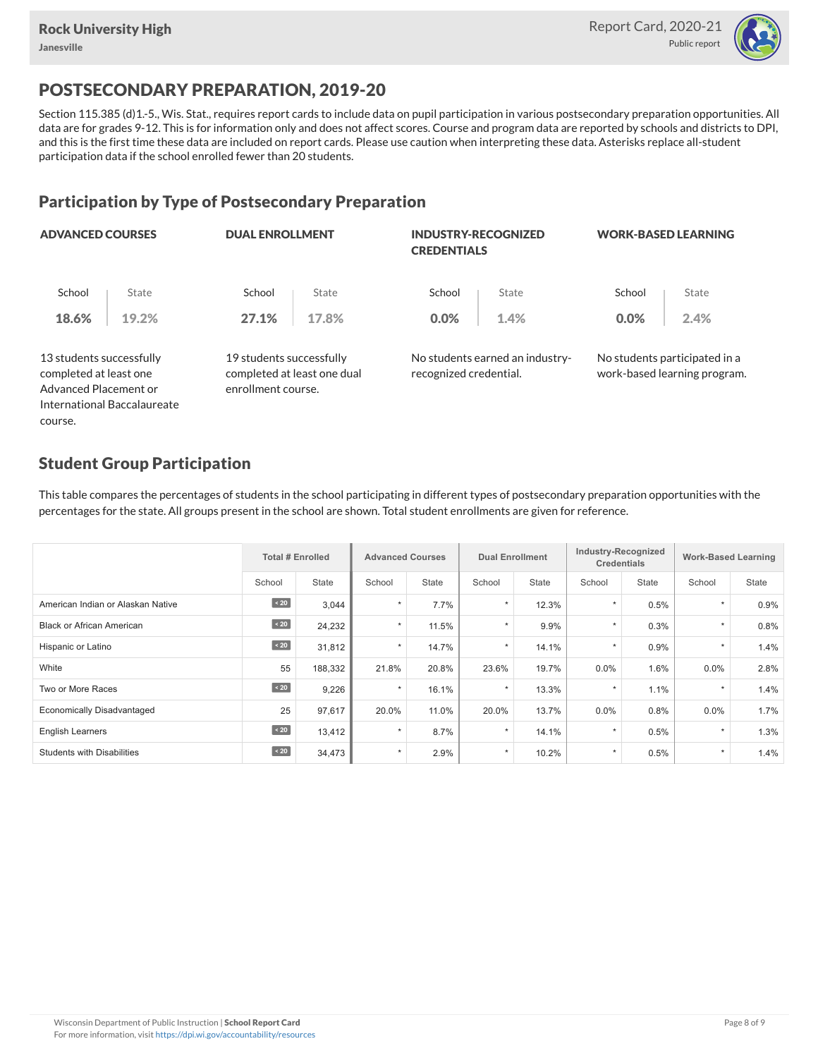# POSTSECONDARY PREPARATION, 2019-20

Section 115.385 (d)1.-5., Wis. Stat., requires report cards to include data on pupil participation in various postsecondary preparation opportunities. All data are for grades 9-12. This is for information only and does not affect scores. Course and program data are reported by schools and districts to DPI, and this is the first time these data are included on report cards. Please use caution when interpreting these data. Asterisks replace all-student participation data if the school enrolled fewer than 20 students.

## Participation by Type of Postsecondary Preparation

**ADVANCED COURSES**

School **18.6%** | State **19.2%**

13 students successfully completed at least one Advanced Placement or International Baccalaureate course.

**DUAL ENROLLMENT**

School **27.1%** | State **17.8%**

19 students successfully completed at least one dual enrollment course.

**INDUSTRY-RECOGNIZED CREDENTIALS**

School **0.0%** | State **1.4%**

No students earned an industry-recognized credential.

**WORK-BASED LEARNING**

School **0.0%** | State **2.4%**

No students participated in a work-based learning program.

## Student Group Participation

This table compares the percentages of students in the school participating in different types of postsecondary preparation opportunities with the percentages for the state. All groups present in the school are shown. Total student enrollments are given for reference.

| | Total # Enrolled | | Advanced Courses | | Dual Enrollment | | Industry-Recognized Credentials | | Work-Based Learning | |
|---|---|---|---|---|---|---|---|---|---|---|
| | School | State | School | State | School | State | School | State | School | State |
| American Indian or Alaskan Native | < 20 | 3,044 | * | 7.7% | * | 12.3% | * | 0.5% | * | 0.9% |
| Black or African American | < 20 | 24,232 | * | 11.5% | * | 9.9% | * | 0.3% | * | 0.8% |
| Hispanic or Latino | < 20 | 31,812 | * | 14.7% | * | 14.1% | * | 0.9% | * | 1.4% |
| White | 55 | 188,332 | 21.8% | 20.8% | 23.6% | 19.7% | 0.0% | 1.6% | 0.0% | 2.8% |
| Two or More Races | < 20 | 9,226 | * | 16.1% | * | 13.3% | * | 1.1% | * | 1.4% |
| Economically Disadvantaged | 25 | 97,617 | 20.0% | 11.0% | 20.0% | 13.7% | 0.0% | 0.8% | 0.0% | 1.7% |
| English Learners | < 20 | 13,412 | * | 8.7% | * | 14.1% | * | 0.5% | * | 1.3% |
| Students with Disabilities | < 20 | 34,473 | * | 2.9% | * | 10.2% | * | 0.5% | * | 1.4% |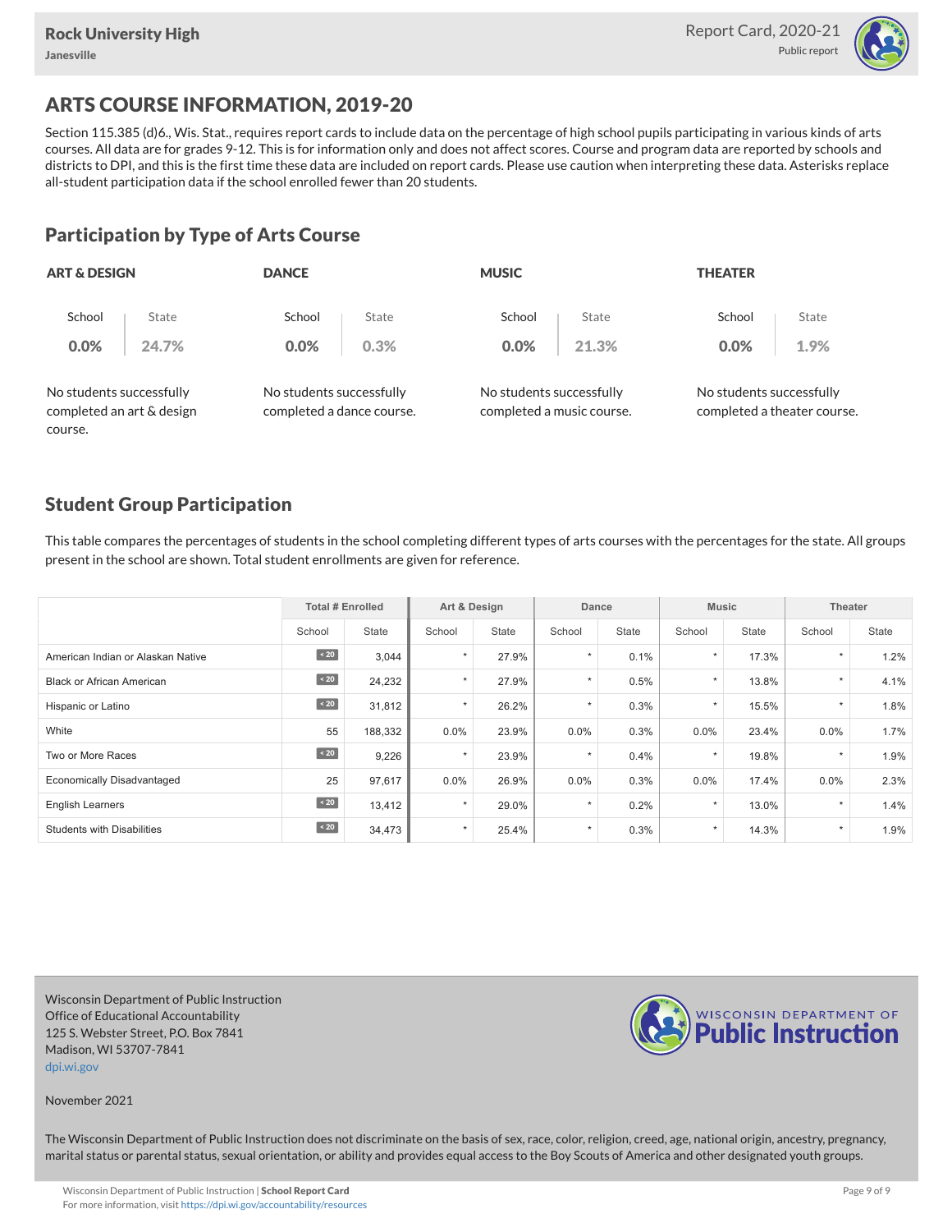## ARTS COURSE INFORMATION, 2019-20

Section 115.385 (d)6., Wis. Stat., requires report cards to include data on the percentage of high school pupils participating in various kinds of arts courses. All data are for grades 9-12. This is for information only and does not affect scores. Course and program data are reported by schools and districts to DPI, and this is the first time these data are included on report cards. Please use caution when interpreting these data. Asterisks replace all-student participation data if the school enrolled fewer than 20 students.

### Participation by Type of Arts Course

**ART & DESIGN**

School 0.0% | State 24.7%

No students successfully completed an art & design course.

**DANCE**

School 0.0% | State 0.3%

No students successfully completed a dance course.

**MUSIC**

School 0.0% | State 21.3%

No students successfully completed a music course.

**THEATER**

School 0.0% | State 1.9%

No students successfully completed a theater course.

### Student Group Participation

This table compares the percentages of students in the school completing different types of arts courses with the percentages for the state. All groups present in the school are shown. Total student enrollments are given for reference.

| | Total # Enrolled | | Art & Design | | Dance | | Music | | Theater | |
|---|---|---|---|---|---|---|---|---|---|---|
| | School | State | School | State | School | State | School | State | School | State |
| American Indian or Alaskan Native | < 20 | 3,044 | * | 27.9% | * | 0.1% | * | 17.3% | * | 1.2% |
| Black or African American | < 20 | 24,232 | * | 27.9% | * | 0.5% | * | 13.8% | * | 4.1% |
| Hispanic or Latino | < 20 | 31,812 | * | 26.2% | * | 0.3% | * | 15.5% | * | 1.8% |
| White | 55 | 188,332 | 0.0% | 23.9% | 0.0% | 0.3% | 0.0% | 23.4% | 0.0% | 1.7% |
| Two or More Races | < 20 | 9,226 | * | 23.9% | * | 0.4% | * | 19.8% | * | 1.9% |
| Economically Disadvantaged | 25 | 97,617 | 0.0% | 26.9% | 0.0% | 0.3% | 0.0% | 17.4% | 0.0% | 2.3% |
| English Learners | < 20 | 13,412 | * | 29.0% | * | 0.2% | * | 13.0% | * | 1.4% |
| Students with Disabilities | < 20 | 34,473 | * | 25.4% | * | 0.3% | * | 14.3% | * | 1.9% |

Wisconsin Department of Public Instruction
Office of Educational Accountability
125 S. Webster Street, P.O. Box 7841
Madison, WI 53707-7841
dpi.wi.gov

November 2021

The Wisconsin Department of Public Instruction does not discriminate on the basis of sex, race, color, religion, creed, age, national origin, ancestry, pregnancy, marital status or parental status, sexual orientation, or ability and provides equal access to the Boy Scouts of America and other designated youth groups.